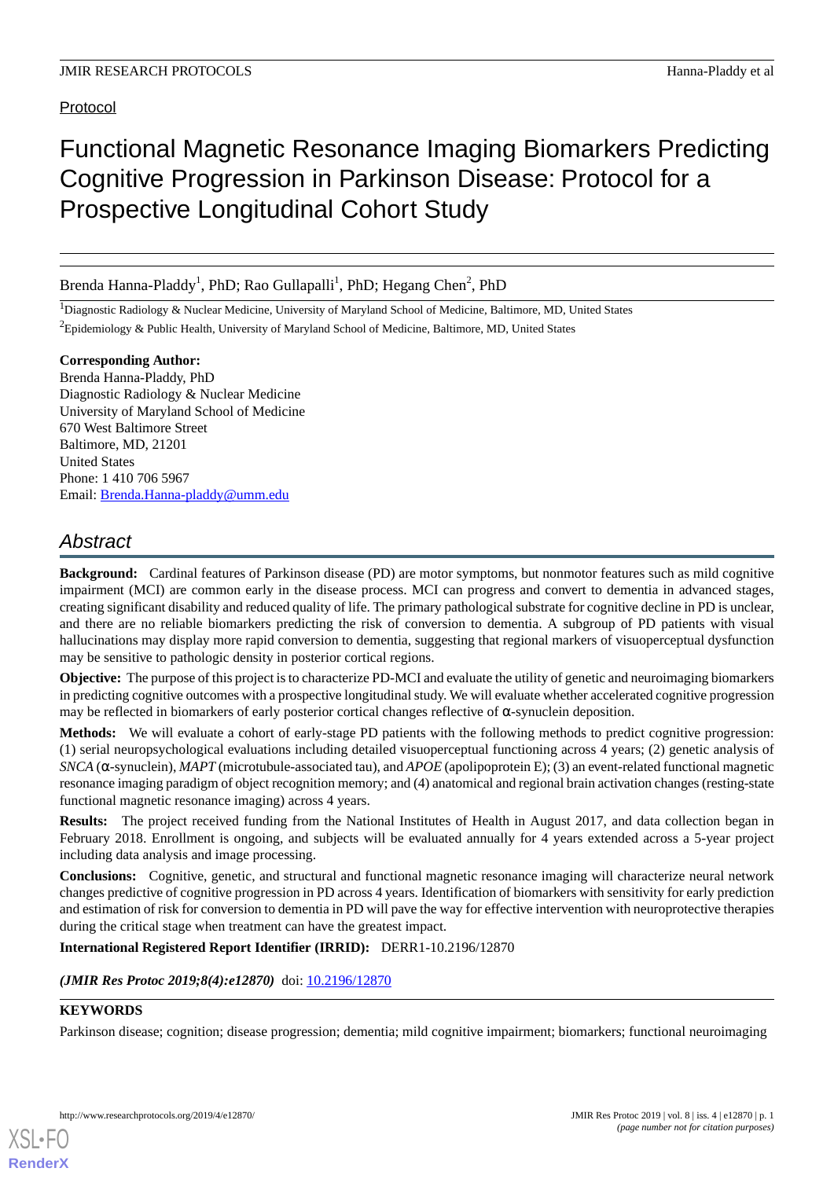Protocol

# Functional Magnetic Resonance Imaging Biomarkers Predicting Cognitive Progression in Parkinson Disease: Protocol for a Prospective Longitudinal Cohort Study

Brenda Hanna-Pladdy[1], PhD; Rao Gullapalli[1], PhD; Hegang Chen[2], PhD

[1]Diagnostic Radiology & Nuclear Medicine, University of Maryland School of Medicine, Baltimore, MD, United States

[2]Epidemiology & Public Health, University of Maryland School of Medicine, Baltimore, MD, United States

**Corresponding Author:**
Brenda Hanna-Pladdy, PhD
Diagnostic Radiology & Nuclear Medicine
University of Maryland School of Medicine
670 West Baltimore Street
Baltimore, MD, 21201
United States
Phone: 1 410 706 5967
Email: Brenda.Hanna-pladdy@umm.edu

## Abstract

**Background:** Cardinal features of Parkinson disease (PD) are motor symptoms, but nonmotor features such as mild cognitive impairment (MCI) are common early in the disease process. MCI can progress and convert to dementia in advanced stages, creating significant disability and reduced quality of life. The primary pathological substrate for cognitive decline in PD is unclear, and there are no reliable biomarkers predicting the risk of conversion to dementia. A subgroup of PD patients with visual hallucinations may display more rapid conversion to dementia, suggesting that regional markers of visuoperceptual dysfunction may be sensitive to pathologic density in posterior cortical regions.

**Objective:** The purpose of this project is to characterize PD-MCI and evaluate the utility of genetic and neuroimaging biomarkers in predicting cognitive outcomes with a prospective longitudinal study. We will evaluate whether accelerated cognitive progression may be reflected in biomarkers of early posterior cortical changes reflective of α-synuclein deposition.

**Methods:** We will evaluate a cohort of early-stage PD patients with the following methods to predict cognitive progression: (1) serial neuropsychological evaluations including detailed visuoperceptual functioning across 4 years; (2) genetic analysis of *SNCA* (α-synuclein), *MAPT* (microtubule-associated tau), and *APOE* (apolipoprotein E); (3) an event-related functional magnetic resonance imaging paradigm of object recognition memory; and (4) anatomical and regional brain activation changes (resting-state functional magnetic resonance imaging) across 4 years.

**Results:** The project received funding from the National Institutes of Health in August 2017, and data collection began in February 2018. Enrollment is ongoing, and subjects will be evaluated annually for 4 years extended across a 5-year project including data analysis and image processing.

**Conclusions:** Cognitive, genetic, and structural and functional magnetic resonance imaging will characterize neural network changes predictive of cognitive progression in PD across 4 years. Identification of biomarkers with sensitivity for early prediction and estimation of risk for conversion to dementia in PD will pave the way for effective intervention with neuroprotective therapies during the critical stage when treatment can have the greatest impact.

**International Registered Report Identifier (IRRID):** DERR1-10.2196/12870

***(JMIR Res Protoc 2019;8(4):e12870)*** doi: 10.2196/12870

**KEYWORDS**

Parkinson disease; cognition; disease progression; dementia; mild cognitive impairment; biomarkers; functional neuroimaging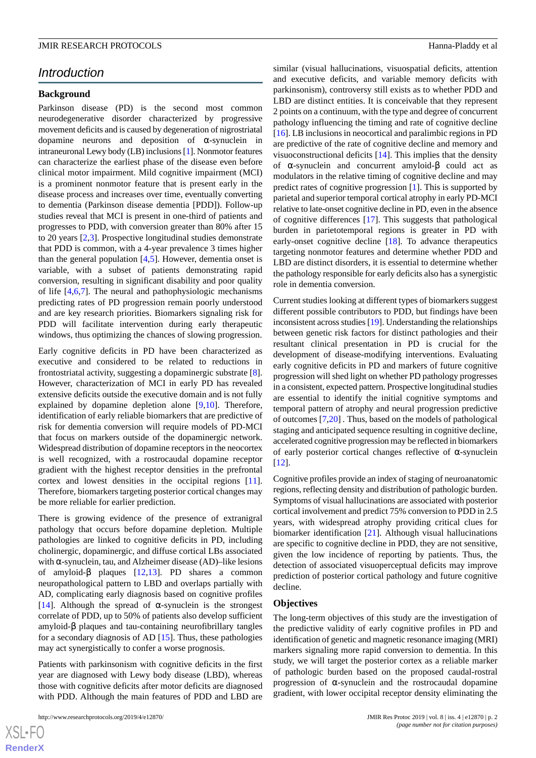## Introduction

### Background

Parkinson disease (PD) is the second most common neurodegenerative disorder characterized by progressive movement deficits and is caused by degeneration of nigrostriatal dopamine neurons and deposition of α-synuclein in intraneuronal Lewy body (LB) inclusions [1]. Nonmotor features can characterize the earliest phase of the disease even before clinical motor impairment. Mild cognitive impairment (MCI) is a prominent nonmotor feature that is present early in the disease process and increases over time, eventually converting to dementia (Parkinson disease dementia [PDD]). Follow-up studies reveal that MCI is present in one-third of patients and progresses to PDD, with conversion greater than 80% after 15 to 20 years [2,3]. Prospective longitudinal studies demonstrate that PDD is common, with a 4-year prevalence 3 times higher than the general population [4,5]. However, dementia onset is variable, with a subset of patients demonstrating rapid conversion, resulting in significant disability and poor quality of life [4,6,7]. The neural and pathophysiologic mechanisms predicting rates of PD progression remain poorly understood and are key research priorities. Biomarkers signaling risk for PDD will facilitate intervention during early therapeutic windows, thus optimizing the chances of slowing progression.

Early cognitive deficits in PD have been characterized as executive and considered to be related to reductions in frontostriatal activity, suggesting a dopaminergic substrate [8]. However, characterization of MCI in early PD has revealed extensive deficits outside the executive domain and is not fully explained by dopamine depletion alone [9,10]. Therefore, identification of early reliable biomarkers that are predictive of risk for dementia conversion will require models of PD-MCI that focus on markers outside of the dopaminergic network. Widespread distribution of dopamine receptors in the neocortex is well recognized, with a rostrocaudal dopamine receptor gradient with the highest receptor densities in the prefrontal cortex and lowest densities in the occipital regions [11]. Therefore, biomarkers targeting posterior cortical changes may be more reliable for earlier prediction.

There is growing evidence of the presence of extranigral pathology that occurs before dopamine depletion. Multiple pathologies are linked to cognitive deficits in PD, including cholinergic, dopaminergic, and diffuse cortical LBs associated with α-synuclein, tau, and Alzheimer disease (AD)–like lesions of amyloid-β plaques [12,13]. PD shares a common neuropathological pattern to LBD and overlaps partially with AD, complicating early diagnosis based on cognitive profiles [14]. Although the spread of α-synuclein is the strongest correlate of PDD, up to 50% of patients also develop sufficient amyloid-β plaques and tau-containing neurofibrillary tangles for a secondary diagnosis of AD [15]. Thus, these pathologies may act synergistically to confer a worse prognosis.

Patients with parkinsonism with cognitive deficits in the first year are diagnosed with Lewy body disease (LBD), whereas those with cognitive deficits after motor deficits are diagnosed with PDD. Although the main features of PDD and LBD are similar (visual hallucinations, visuospatial deficits, attention and executive deficits, and variable memory deficits with parkinsonism), controversy still exists as to whether PDD and LBD are distinct entities. It is conceivable that they represent 2 points on a continuum, with the type and degree of concurrent pathology influencing the timing and rate of cognitive decline [16]. LB inclusions in neocortical and paralimbic regions in PD are predictive of the rate of cognitive decline and memory and visuoconstructional deficits [14]. This implies that the density of α-synuclein and concurrent amyloid-β could act as modulators in the relative timing of cognitive decline and may predict rates of cognitive progression [1]. This is supported by parietal and superior temporal cortical atrophy in early PD-MCI relative to late-onset cognitive decline in PD, even in the absence of cognitive differences [17]. This suggests that pathological burden in parietotemporal regions is greater in PD with early-onset cognitive decline [18]. To advance therapeutics targeting nonmotor features and determine whether PDD and LBD are distinct disorders, it is essential to determine whether the pathology responsible for early deficits also has a synergistic role in dementia conversion.

Current studies looking at different types of biomarkers suggest different possible contributors to PDD, but findings have been inconsistent across studies [19]. Understanding the relationships between genetic risk factors for distinct pathologies and their resultant clinical presentation in PD is crucial for the development of disease-modifying interventions. Evaluating early cognitive deficits in PD and markers of future cognitive progression will shed light on whether PD pathology progresses in a consistent, expected pattern. Prospective longitudinal studies are essential to identify the initial cognitive symptoms and temporal pattern of atrophy and neural progression predictive of outcomes [7,20] . Thus, based on the models of pathological staging and anticipated sequence resulting in cognitive decline, accelerated cognitive progression may be reflected in biomarkers of early posterior cortical changes reflective of α-synuclein [12].

Cognitive profiles provide an index of staging of neuroanatomic regions, reflecting density and distribution of pathologic burden. Symptoms of visual hallucinations are associated with posterior cortical involvement and predict 75% conversion to PDD in 2.5 years, with widespread atrophy providing critical clues for biomarker identification [21]. Although visual hallucinations are specific to cognitive decline in PDD, they are not sensitive, given the low incidence of reporting by patients. Thus, the detection of associated visuoperceptual deficits may improve prediction of posterior cortical pathology and future cognitive decline.

### Objectives

The long-term objectives of this study are the investigation of the predictive validity of early cognitive profiles in PD and identification of genetic and magnetic resonance imaging (MRI) markers signaling more rapid conversion to dementia. In this study, we will target the posterior cortex as a reliable marker of pathologic burden based on the proposed caudal-rostral progression of α-synuclein and the rostrocaudal dopamine gradient, with lower occipital receptor density eliminating the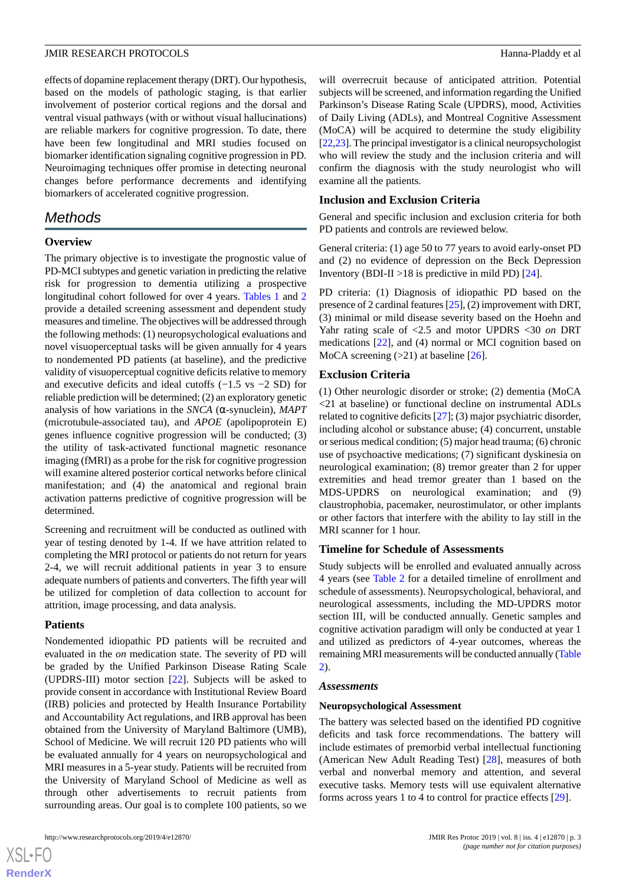effects of dopamine replacement therapy (DRT). Our hypothesis, based on the models of pathologic staging, is that earlier involvement of posterior cortical regions and the dorsal and ventral visual pathways (with or without visual hallucinations) are reliable markers for cognitive progression. To date, there have been few longitudinal and MRI studies focused on biomarker identification signaling cognitive progression in PD. Neuroimaging techniques offer promise in detecting neuronal changes before performance decrements and identifying biomarkers of accelerated cognitive progression.

## Methods

### Overview

The primary objective is to investigate the prognostic value of PD-MCI subtypes and genetic variation in predicting the relative risk for progression to dementia utilizing a prospective longitudinal cohort followed for over 4 years. Tables 1 and 2 provide a detailed screening assessment and dependent study measures and timeline. The objectives will be addressed through the following methods: (1) neuropsychological evaluations and novel visuoperceptual tasks will be given annually for 4 years to nondemented PD patients (at baseline), and the predictive validity of visuoperceptual cognitive deficits relative to memory and executive deficits and ideal cutoffs (−1.5 vs −2 SD) for reliable prediction will be determined; (2) an exploratory genetic analysis of how variations in the *SNCA* (α-synuclein), *MAPT* (microtubule-associated tau), and *APOE* (apolipoprotein E) genes influence cognitive progression will be conducted; (3) the utility of task-activated functional magnetic resonance imaging (fMRI) as a probe for the risk for cognitive progression will examine altered posterior cortical networks before clinical manifestation; and (4) the anatomical and regional brain activation patterns predictive of cognitive progression will be determined.

Screening and recruitment will be conducted as outlined with year of testing denoted by 1-4. If we have attrition related to completing the MRI protocol or patients do not return for years 2-4, we will recruit additional patients in year 3 to ensure adequate numbers of patients and converters. The fifth year will be utilized for completion of data collection to account for attrition, image processing, and data analysis.

### Patients

Nondemented idiopathic PD patients will be recruited and evaluated in the *on* medication state. The severity of PD will be graded by the Unified Parkinson Disease Rating Scale (UPDRS-III) motor section [22]. Subjects will be asked to provide consent in accordance with Institutional Review Board (IRB) policies and protected by Health Insurance Portability and Accountability Act regulations, and IRB approval has been obtained from the University of Maryland Baltimore (UMB), School of Medicine. We will recruit 120 PD patients who will be evaluated annually for 4 years on neuropsychological and MRI measures in a 5-year study. Patients will be recruited from the University of Maryland School of Medicine as well as through other advertisements to recruit patients from surrounding areas. Our goal is to complete 100 patients, so we will overrecruit because of anticipated attrition. Potential subjects will be screened, and information regarding the Unified Parkinson's Disease Rating Scale (UPDRS), mood, Activities of Daily Living (ADLs), and Montreal Cognitive Assessment (MoCA) will be acquired to determine the study eligibility [22,23]. The principal investigator is a clinical neuropsychologist who will review the study and the inclusion criteria and will confirm the diagnosis with the study neurologist who will examine all the patients.

### Inclusion and Exclusion Criteria

General and specific inclusion and exclusion criteria for both PD patients and controls are reviewed below.

General criteria: (1) age 50 to 77 years to avoid early-onset PD and (2) no evidence of depression on the Beck Depression Inventory (BDI-II >18 is predictive in mild PD) [24].

PD criteria: (1) Diagnosis of idiopathic PD based on the presence of 2 cardinal features [25], (2) improvement with DRT, (3) minimal or mild disease severity based on the Hoehn and Yahr rating scale of <2.5 and motor UPDRS <30 *on* DRT medications [22], and (4) normal or MCI cognition based on MoCA screening (>21) at baseline [26].

### Exclusion Criteria

(1) Other neurologic disorder or stroke; (2) dementia (MoCA <21 at baseline) or functional decline on instrumental ADLs related to cognitive deficits [27]; (3) major psychiatric disorder, including alcohol or substance abuse; (4) concurrent, unstable or serious medical condition; (5) major head trauma; (6) chronic use of psychoactive medications; (7) significant dyskinesia on neurological examination; (8) tremor greater than 2 for upper extremities and head tremor greater than 1 based on the MDS-UPDRS on neurological examination; and (9) claustrophobia, pacemaker, neurostimulator, or other implants or other factors that interfere with the ability to lay still in the MRI scanner for 1 hour.

### Timeline for Schedule of Assessments

Study subjects will be enrolled and evaluated annually across 4 years (see Table 2 for a detailed timeline of enrollment and schedule of assessments). Neuropsychological, behavioral, and neurological assessments, including the MD-UPDRS motor section III, will be conducted annually. Genetic samples and cognitive activation paradigm will only be conducted at year 1 and utilized as predictors of 4-year outcomes, whereas the remaining MRI measurements will be conducted annually (Table 2).

### *Assessments*

#### Neuropsychological Assessment

The battery was selected based on the identified PD cognitive deficits and task force recommendations. The battery will include estimates of premorbid verbal intellectual functioning (American New Adult Reading Test) [28], measures of both verbal and nonverbal memory and attention, and several executive tasks. Memory tests will use equivalent alternative forms across years 1 to 4 to control for practice effects [29].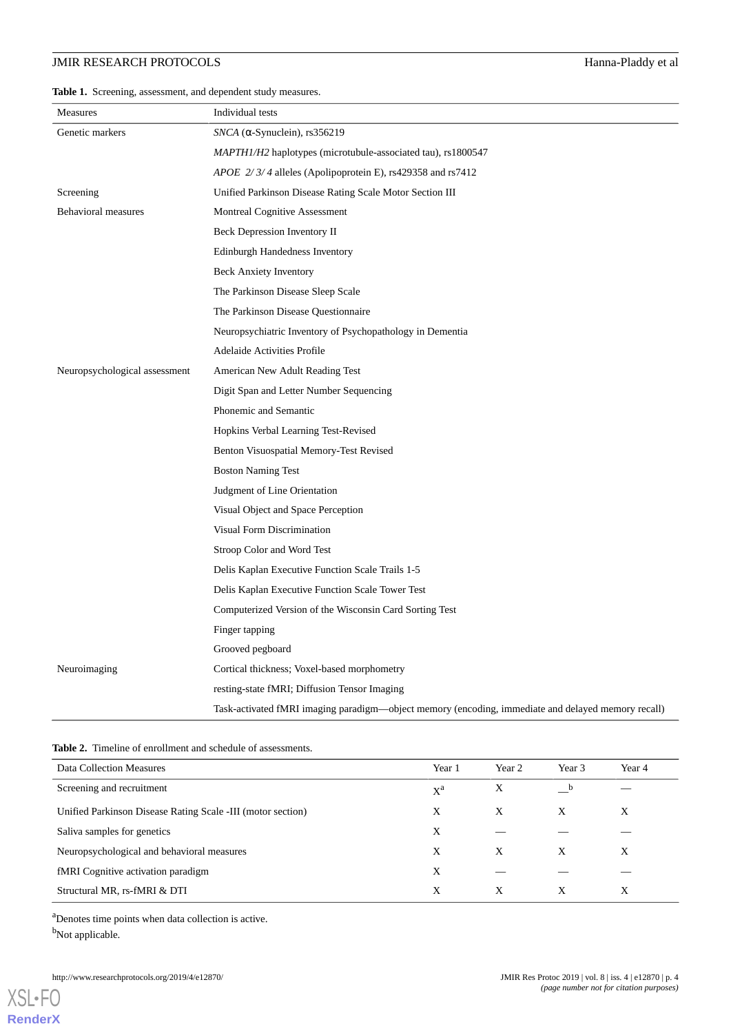**Table 1.** Screening, assessment, and dependent study measures.

| Measures | Individual tests |
|---|---|
| Genetic markers | *SNCA* (α-Synuclein), rs356219 |
| | *MAPTH1/H2* haplotypes (microtubule-associated tau), rs1800547 |
| | *APOE 2/ 3/ 4* alleles (Apolipoprotein E), rs429358 and rs7412 |
| Screening | Unified Parkinson Disease Rating Scale Motor Section III |
| Behavioral measures | Montreal Cognitive Assessment |
| | Beck Depression Inventory II |
| | Edinburgh Handedness Inventory |
| | Beck Anxiety Inventory |
| | The Parkinson Disease Sleep Scale |
| | The Parkinson Disease Questionnaire |
| | Neuropsychiatric Inventory of Psychopathology in Dementia |
| | Adelaide Activities Profile |
| Neuropsychological assessment | American New Adult Reading Test |
| | Digit Span and Letter Number Sequencing |
| | Phonemic and Semantic |
| | Hopkins Verbal Learning Test-Revised |
| | Benton Visuospatial Memory-Test Revised |
| | Boston Naming Test |
| | Judgment of Line Orientation |
| | Visual Object and Space Perception |
| | Visual Form Discrimination |
| | Stroop Color and Word Test |
| | Delis Kaplan Executive Function Scale Trails 1-5 |
| | Delis Kaplan Executive Function Scale Tower Test |
| | Computerized Version of the Wisconsin Card Sorting Test |
| | Finger tapping |
| | Grooved pegboard |
| Neuroimaging | Cortical thickness; Voxel-based morphometry |
| | resting-state fMRI; Diffusion Tensor Imaging |
| | Task-activated fMRI imaging paradigm—object memory (encoding, immediate and delayed memory recall) |

**Table 2.** Timeline of enrollment and schedule of assessments.

| Data Collection Measures | Year 1 | Year 2 | Year 3 | Year 4 |
|---|---|---|---|---|
| Screening and recruitment | X[a] | X | —[b] | — |
| Unified Parkinson Disease Rating Scale -III (motor section) | X | X | X | X |
| Saliva samples for genetics | X | — | — | — |
| Neuropsychological and behavioral measures | X | X | X | X |
| fMRI Cognitive activation paradigm | X | — | — | — |
| Structural MR, rs-fMRI & DTI | X | X | X | X |

[a]Denotes time points when data collection is active.

[b]Not applicable.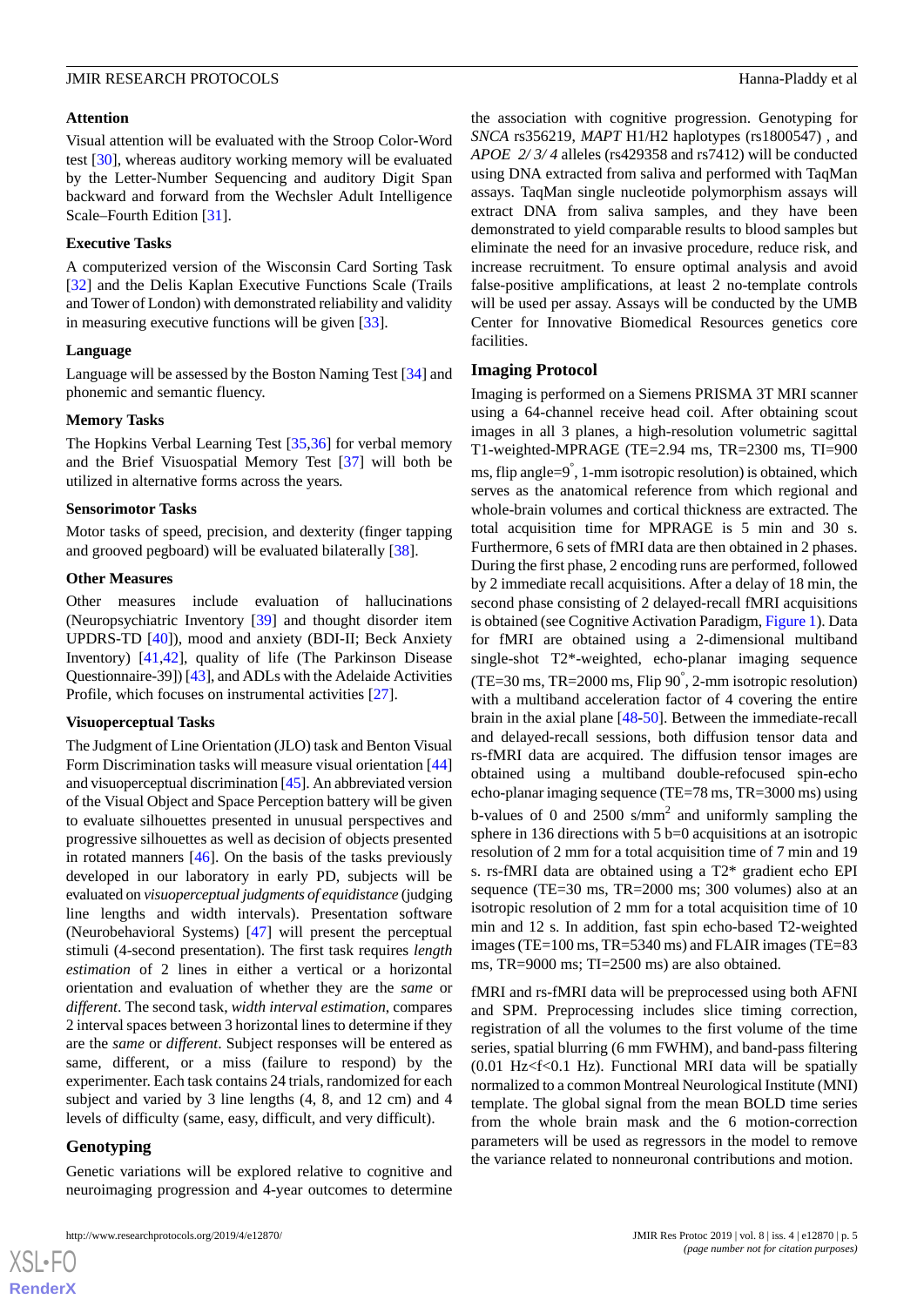### Attention

Visual attention will be evaluated with the Stroop Color-Word test [30], whereas auditory working memory will be evaluated by the Letter-Number Sequencing and auditory Digit Span backward and forward from the Wechsler Adult Intelligence Scale–Fourth Edition [31].

### Executive Tasks

A computerized version of the Wisconsin Card Sorting Task [32] and the Delis Kaplan Executive Functions Scale (Trails and Tower of London) with demonstrated reliability and validity in measuring executive functions will be given [33].

### Language

Language will be assessed by the Boston Naming Test [34] and phonemic and semantic fluency.

### Memory Tasks

The Hopkins Verbal Learning Test [35,36] for verbal memory and the Brief Visuospatial Memory Test [37] will both be utilized in alternative forms across the years.

### Sensorimotor Tasks

Motor tasks of speed, precision, and dexterity (finger tapping and grooved pegboard) will be evaluated bilaterally [38].

### Other Measures

Other measures include evaluation of hallucinations (Neuropsychiatric Inventory [39] and thought disorder item UPDRS-TD [40]), mood and anxiety (BDI-II; Beck Anxiety Inventory) [41,42], quality of life (The Parkinson Disease Questionnaire-39]) [43], and ADLs with the Adelaide Activities Profile, which focuses on instrumental activities [27].

### Visuoperceptual Tasks

The Judgment of Line Orientation (JLO) task and Benton Visual Form Discrimination tasks will measure visual orientation [44] and visuoperceptual discrimination [45]. An abbreviated version of the Visual Object and Space Perception battery will be given to evaluate silhouettes presented in unusual perspectives and progressive silhouettes as well as decision of objects presented in rotated manners [46]. On the basis of the tasks previously developed in our laboratory in early PD, subjects will be evaluated on *visuoperceptual judgments of equidistance* (judging line lengths and width intervals). Presentation software (Neurobehavioral Systems) [47] will present the perceptual stimuli (4-second presentation). The first task requires *length estimation* of 2 lines in either a vertical or a horizontal orientation and evaluation of whether they are the *same* or *different*. The second task, *width interval estimation*, compares 2 interval spaces between 3 horizontal lines to determine if they are the *same* or *different*. Subject responses will be entered as same, different, or a miss (failure to respond) by the experimenter. Each task contains 24 trials, randomized for each subject and varied by 3 line lengths (4, 8, and 12 cm) and 4 levels of difficulty (same, easy, difficult, and very difficult).

## Genotyping

Genetic variations will be explored relative to cognitive and neuroimaging progression and 4-year outcomes to determine the association with cognitive progression. Genotyping for *SNCA* rs356219, *MAPT* H1/H2 haplotypes (rs1800547) , and *APOE 2/ 3/ 4* alleles (rs429358 and rs7412) will be conducted using DNA extracted from saliva and performed with TaqMan assays. TaqMan single nucleotide polymorphism assays will extract DNA from saliva samples, and they have been demonstrated to yield comparable results to blood samples but eliminate the need for an invasive procedure, reduce risk, and increase recruitment. To ensure optimal analysis and avoid false-positive amplifications, at least 2 no-template controls will be used per assay. Assays will be conducted by the UMB Center for Innovative Biomedical Resources genetics core facilities.

## Imaging Protocol

Imaging is performed on a Siemens PRISMA 3T MRI scanner using a 64-channel receive head coil. After obtaining scout images in all 3 planes, a high-resolution volumetric sagittal T1-weighted-MPRAGE (TE=2.94 ms, TR=2300 ms, TI=900 ms, flip angle=9°, 1-mm isotropic resolution) is obtained, which serves as the anatomical reference from which regional and whole-brain volumes and cortical thickness are extracted. The total acquisition time for MPRAGE is 5 min and 30 s. Furthermore, 6 sets of fMRI data are then obtained in 2 phases. During the first phase, 2 encoding runs are performed, followed by 2 immediate recall acquisitions. After a delay of 18 min, the second phase consisting of 2 delayed-recall fMRI acquisitions is obtained (see Cognitive Activation Paradigm, Figure 1). Data for fMRI are obtained using a 2-dimensional multiband single-shot T2*-weighted, echo-planar imaging sequence (TE=30 ms, TR=2000 ms, Flip 90°, 2-mm isotropic resolution) with a multiband acceleration factor of 4 covering the entire brain in the axial plane [48-50]. Between the immediate-recall and delayed-recall sessions, both diffusion tensor data and rs-fMRI data are acquired. The diffusion tensor images are obtained using a multiband double-refocused spin-echo echo-planar imaging sequence (TE=78 ms, TR=3000 ms) using b-values of 0 and 2500 s/mm$^2$ and uniformly sampling the sphere in 136 directions with 5 b=0 acquisitions at an isotropic resolution of 2 mm for a total acquisition time of 7 min and 19 s. rs-fMRI data are obtained using a T2* gradient echo EPI sequence (TE=30 ms, TR=2000 ms; 300 volumes) also at an isotropic resolution of 2 mm for a total acquisition time of 10 min and 12 s. In addition, fast spin echo-based T2-weighted images (TE=100 ms, TR=5340 ms) and FLAIR images (TE=83 ms, TR=9000 ms; TI=2500 ms) are also obtained.

fMRI and rs-fMRI data will be preprocessed using both AFNI and SPM. Preprocessing includes slice timing correction, registration of all the volumes to the first volume of the time series, spatial blurring (6 mm FWHM), and band-pass filtering (0.01 Hz<f<0.1 Hz). Functional MRI data will be spatially normalized to a common Montreal Neurological Institute (MNI) template. The global signal from the mean BOLD time series from the whole brain mask and the 6 motion-correction parameters will be used as regressors in the model to remove the variance related to nonneuronal contributions and motion.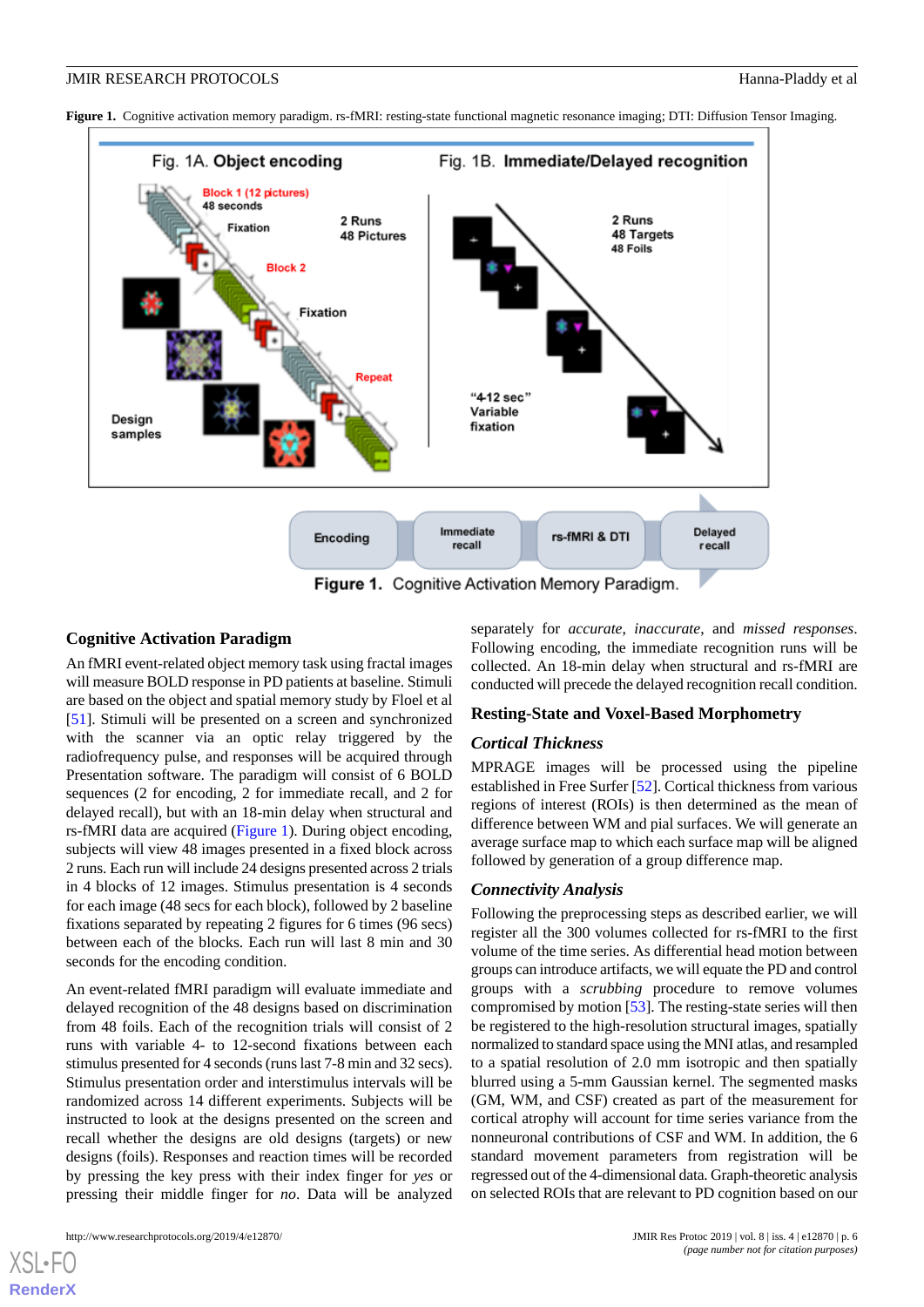**Figure 1.** Cognitive activation memory paradigm. rs-fMRI: resting-state functional magnetic resonance imaging; DTI: Diffusion Tensor Imaging.

### Cognitive Activation Paradigm

An fMRI event-related object memory task using fractal images will measure BOLD response in PD patients at baseline. Stimuli are based on the object and spatial memory study by Floel et al [51]. Stimuli will be presented on a screen and synchronized with the scanner via an optic relay triggered by the radiofrequency pulse, and responses will be acquired through Presentation software. The paradigm will consist of 6 BOLD sequences (2 for encoding, 2 for immediate recall, and 2 for delayed recall), but with an 18-min delay when structural and rs-fMRI data are acquired (Figure 1). During object encoding, subjects will view 48 images presented in a fixed block across 2 runs. Each run will include 24 designs presented across 2 trials in 4 blocks of 12 images. Stimulus presentation is 4 seconds for each image (48 secs for each block), followed by 2 baseline fixations separated by repeating 2 figures for 6 times (96 secs) between each of the blocks. Each run will last 8 min and 30 seconds for the encoding condition.

An event-related fMRI paradigm will evaluate immediate and delayed recognition of the 48 designs based on discrimination from 48 foils. Each of the recognition trials will consist of 2 runs with variable 4- to 12-second fixations between each stimulus presented for 4 seconds (runs last 7-8 min and 32 secs). Stimulus presentation order and interstimulus intervals will be randomized across 14 different experiments. Subjects will be instructed to look at the designs presented on the screen and recall whether the designs are old designs (targets) or new designs (foils). Responses and reaction times will be recorded by pressing the key press with their index finger for *yes* or pressing their middle finger for *no*. Data will be analyzed separately for *accurate*, *inaccurate*, and *missed responses*. Following encoding, the immediate recognition runs will be collected. An 18-min delay when structural and rs-fMRI are conducted will precede the delayed recognition recall condition.

### Resting-State and Voxel-Based Morphometry

#### *Cortical Thickness*

MPRAGE images will be processed using the pipeline established in Free Surfer [52]. Cortical thickness from various regions of interest (ROIs) is then determined as the mean of difference between WM and pial surfaces. We will generate an average surface map to which each surface map will be aligned followed by generation of a group difference map.

#### *Connectivity Analysis*

Following the preprocessing steps as described earlier, we will register all the 300 volumes collected for rs-fMRI to the first volume of the time series. As differential head motion between groups can introduce artifacts, we will equate the PD and control groups with a *scrubbing* procedure to remove volumes compromised by motion [53]. The resting-state series will then be registered to the high-resolution structural images, spatially normalized to standard space using the MNI atlas, and resampled to a spatial resolution of 2.0 mm isotropic and then spatially blurred using a 5-mm Gaussian kernel. The segmented masks (GM, WM, and CSF) created as part of the measurement for cortical atrophy will account for time series variance from the nonneuronal contributions of CSF and WM. In addition, the 6 standard movement parameters from registration will be regressed out of the 4-dimensional data. Graph-theoretic analysis on selected ROIs that are relevant to PD cognition based on our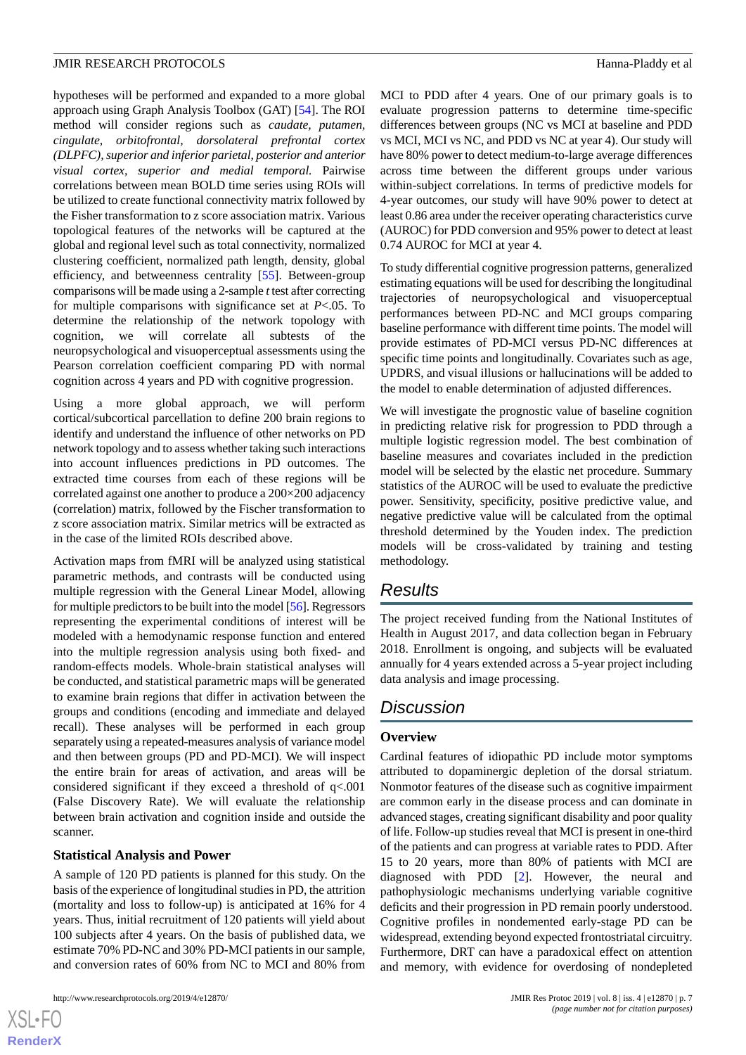hypotheses will be performed and expanded to a more global approach using Graph Analysis Toolbox (GAT) [54]. The ROI method will consider regions such as *caudate, putamen, cingulate, orbitofrontal, dorsolateral prefrontal cortex (DLPFC), superior and inferior parietal, posterior and anterior visual cortex, superior and medial temporal.* Pairwise correlations between mean BOLD time series using ROIs will be utilized to create functional connectivity matrix followed by the Fisher transformation to z score association matrix. Various topological features of the networks will be captured at the global and regional level such as total connectivity, normalized clustering coefficient, normalized path length, density, global efficiency, and betweenness centrality [55]. Between-group comparisons will be made using a 2-sample *t* test after correcting for multiple comparisons with significance set at $P<.05$. To determine the relationship of the network topology with cognition, we will correlate all subtests of the neuropsychological and visuoperceptual assessments using the Pearson correlation coefficient comparing PD with normal cognition across 4 years and PD with cognitive progression.

Using a more global approach, we will perform cortical/subcortical parcellation to define 200 brain regions to identify and understand the influence of other networks on PD network topology and to assess whether taking such interactions into account influences predictions in PD outcomes. The extracted time courses from each of these regions will be correlated against one another to produce a 200×200 adjacency (correlation) matrix, followed by the Fischer transformation to z score association matrix. Similar metrics will be extracted as in the case of the limited ROIs described above.

Activation maps from fMRI will be analyzed using statistical parametric methods, and contrasts will be conducted using multiple regression with the General Linear Model, allowing for multiple predictors to be built into the model [56]. Regressors representing the experimental conditions of interest will be modeled with a hemodynamic response function and entered into the multiple regression analysis using both fixed- and random-effects models. Whole-brain statistical analyses will be conducted, and statistical parametric maps will be generated to examine brain regions that differ in activation between the groups and conditions (encoding and immediate and delayed recall). These analyses will be performed in each group separately using a repeated-measures analysis of variance model and then between groups (PD and PD-MCI). We will inspect the entire brain for areas of activation, and areas will be considered significant if they exceed a threshold of $q<.001$ (False Discovery Rate). We will evaluate the relationship between brain activation and cognition inside and outside the scanner.

### Statistical Analysis and Power

A sample of 120 PD patients is planned for this study. On the basis of the experience of longitudinal studies in PD, the attrition (mortality and loss to follow-up) is anticipated at 16% for 4 years. Thus, initial recruitment of 120 patients will yield about 100 subjects after 4 years. On the basis of published data, we estimate 70% PD-NC and 30% PD-MCI patients in our sample, and conversion rates of 60% from NC to MCI and 80% from MCI to PDD after 4 years. One of our primary goals is to evaluate progression patterns to determine time-specific differences between groups (NC vs MCI at baseline and PDD vs MCI, MCI vs NC, and PDD vs NC at year 4). Our study will have 80% power to detect medium-to-large average differences across time between the different groups under various within-subject correlations. In terms of predictive models for 4-year outcomes, our study will have 90% power to detect at least 0.86 area under the receiver operating characteristics curve (AUROC) for PDD conversion and 95% power to detect at least 0.74 AUROC for MCI at year 4.

To study differential cognitive progression patterns, generalized estimating equations will be used for describing the longitudinal trajectories of neuropsychological and visuoperceptual performances between PD-NC and MCI groups comparing baseline performance with different time points. The model will provide estimates of PD-MCI versus PD-NC differences at specific time points and longitudinally. Covariates such as age, UPDRS, and visual illusions or hallucinations will be added to the model to enable determination of adjusted differences.

We will investigate the prognostic value of baseline cognition in predicting relative risk for progression to PDD through a multiple logistic regression model. The best combination of baseline measures and covariates included in the prediction model will be selected by the elastic net procedure. Summary statistics of the AUROC will be used to evaluate the predictive power. Sensitivity, specificity, positive predictive value, and negative predictive value will be calculated from the optimal threshold determined by the Youden index. The prediction models will be cross-validated by training and testing methodology.

## Results

The project received funding from the National Institutes of Health in August 2017, and data collection began in February 2018. Enrollment is ongoing, and subjects will be evaluated annually for 4 years extended across a 5-year project including data analysis and image processing.

## Discussion

### Overview

Cardinal features of idiopathic PD include motor symptoms attributed to dopaminergic depletion of the dorsal striatum. Nonmotor features of the disease such as cognitive impairment are common early in the disease process and can dominate in advanced stages, creating significant disability and poor quality of life. Follow-up studies reveal that MCI is present in one-third of the patients and can progress at variable rates to PDD. After 15 to 20 years, more than 80% of patients with MCI are diagnosed with PDD [2]. However, the neural and pathophysiologic mechanisms underlying variable cognitive deficits and their progression in PD remain poorly understood. Cognitive profiles in nondemented early-stage PD can be widespread, extending beyond expected frontostriatal circuitry. Furthermore, DRT can have a paradoxical effect on attention and memory, with evidence for overdosing of nondepleted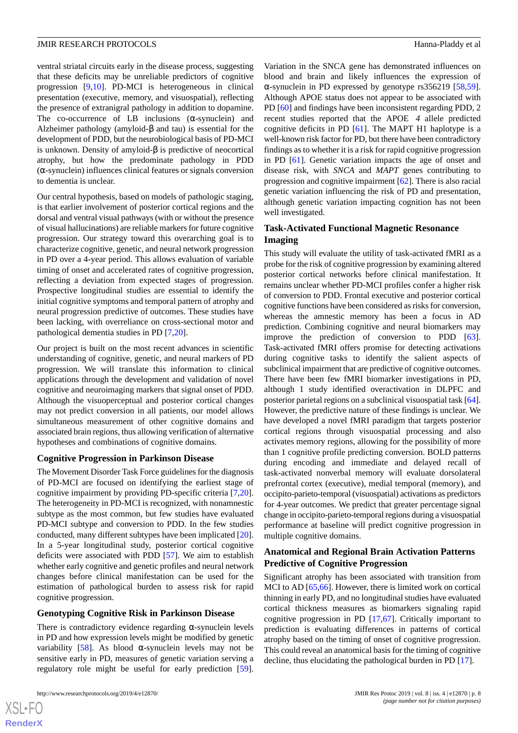ventral striatal circuits early in the disease process, suggesting that these deficits may be unreliable predictors of cognitive progression [9,10]. PD-MCI is heterogeneous in clinical presentation (executive, memory, and visuospatial), reflecting the presence of extranigral pathology in addition to dopamine. The co-occurrence of LB inclusions (α-synuclein) and Alzheimer pathology (amyloid-β and tau) is essential for the development of PDD, but the neurobiological basis of PD-MCI is unknown. Density of amyloid-β is predictive of neocortical atrophy, but how the predominate pathology in PDD (α-synuclein) influences clinical features or signals conversion to dementia is unclear.

Our central hypothesis, based on models of pathologic staging, is that earlier involvement of posterior cortical regions and the dorsal and ventral visual pathways (with or without the presence of visual hallucinations) are reliable markers for future cognitive progression. Our strategy toward this overarching goal is to characterize cognitive, genetic, and neural network progression in PD over a 4-year period. This allows evaluation of variable timing of onset and accelerated rates of cognitive progression, reflecting a deviation from expected stages of progression. Prospective longitudinal studies are essential to identify the initial cognitive symptoms and temporal pattern of atrophy and neural progression predictive of outcomes. These studies have been lacking, with overreliance on cross-sectional motor and pathological dementia studies in PD [7,20].

Our project is built on the most recent advances in scientific understanding of cognitive, genetic, and neural markers of PD progression. We will translate this information to clinical applications through the development and validation of novel cognitive and neuroimaging markers that signal onset of PDD. Although the visuoperceptual and posterior cortical changes may not predict conversion in all patients, our model allows simultaneous measurement of other cognitive domains and associated brain regions, thus allowing verification of alternative hypotheses and combinations of cognitive domains.

### Cognitive Progression in Parkinson Disease

The Movement Disorder Task Force guidelines for the diagnosis of PD-MCI are focused on identifying the earliest stage of cognitive impairment by providing PD-specific criteria [7,20]. The heterogeneity in PD-MCI is recognized, with nonamnestic subtype as the most common, but few studies have evaluated PD-MCI subtype and conversion to PDD. In the few studies conducted, many different subtypes have been implicated [20]. In a 5-year longitudinal study, posterior cortical cognitive deficits were associated with PDD [57]. We aim to establish whether early cognitive and genetic profiles and neural network changes before clinical manifestation can be used for the estimation of pathological burden to assess risk for rapid cognitive progression.

### Genotyping Cognitive Risk in Parkinson Disease

There is contradictory evidence regarding α-synuclein levels in PD and how expression levels might be modified by genetic variability [58]. As blood α-synuclein levels may not be sensitive early in PD, measures of genetic variation serving a regulatory role might be useful for early prediction [59]. Variation in the SNCA gene has demonstrated influences on blood and brain and likely influences the expression of α-synuclein in PD expressed by genotype rs356219 [58,59]. Although APOE status does not appear to be associated with PD [60] and findings have been inconsistent regarding PDD, 2 recent studies reported that the APOE *4* allele predicted cognitive deficits in PD [61]. The MAPT H1 haplotype is a well-known risk factor for PD, but there have been contradictory findings as to whether it is a risk for rapid cognitive progression in PD [61]. Genetic variation impacts the age of onset and disease risk, with *SNCA* and *MAPT* genes contributing to progression and cognitive impairment [62]. There is also racial genetic variation influencing the risk of PD and presentation, although genetic variation impacting cognition has not been well investigated.

### Task-Activated Functional Magnetic Resonance Imaging

This study will evaluate the utility of task-activated fMRI as a probe for the risk of cognitive progression by examining altered posterior cortical networks before clinical manifestation. It remains unclear whether PD-MCI profiles confer a higher risk of conversion to PDD. Frontal executive and posterior cortical cognitive functions have been considered as risks for conversion, whereas the amnestic memory has been a focus in AD prediction. Combining cognitive and neural biomarkers may improve the prediction of conversion to PDD [63]. Task-activated fMRI offers promise for detecting activations during cognitive tasks to identify the salient aspects of subclinical impairment that are predictive of cognitive outcomes. There have been few fMRI biomarker investigations in PD, although 1 study identified overactivation in DLPFC and posterior parietal regions on a subclinical visuospatial task [64]. However, the predictive nature of these findings is unclear. We have developed a novel fMRI paradigm that targets posterior cortical regions through visuospatial processing and also activates memory regions, allowing for the possibility of more than 1 cognitive profile predicting conversion. BOLD patterns during encoding and immediate and delayed recall of task-activated nonverbal memory will evaluate dorsolateral prefrontal cortex (executive), medial temporal (memory), and occipito-parieto-temporal (visuospatial) activations as predictors for 4-year outcomes. We predict that greater percentage signal change in occipito-parieto-temporal regions during a visuospatial performance at baseline will predict cognitive progression in multiple cognitive domains.

### Anatomical and Regional Brain Activation Patterns Predictive of Cognitive Progression

Significant atrophy has been associated with transition from MCI to AD [65,66]. However, there is limited work on cortical thinning in early PD, and no longitudinal studies have evaluated cortical thickness measures as biomarkers signaling rapid cognitive progression in PD [17,67]. Critically important to prediction is evaluating differences in patterns of cortical atrophy based on the timing of onset of cognitive progression. This could reveal an anatomical basis for the timing of cognitive decline, thus elucidating the pathological burden in PD [17].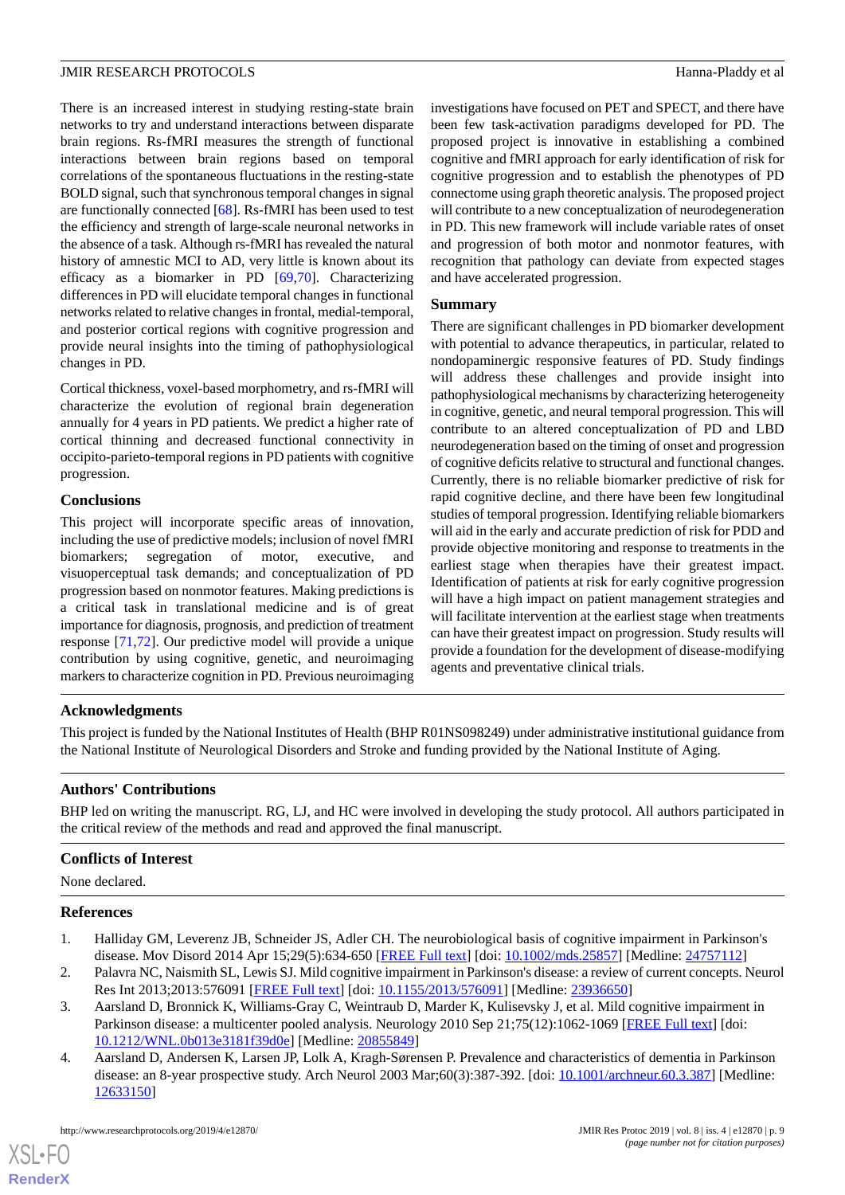There is an increased interest in studying resting-state brain networks to try and understand interactions between disparate brain regions. Rs-fMRI measures the strength of functional interactions between brain regions based on temporal correlations of the spontaneous fluctuations in the resting-state BOLD signal, such that synchronous temporal changes in signal are functionally connected [68]. Rs-fMRI has been used to test the efficiency and strength of large-scale neuronal networks in the absence of a task. Although rs-fMRI has revealed the natural history of amnestic MCI to AD, very little is known about its efficacy as a biomarker in PD [69,70]. Characterizing differences in PD will elucidate temporal changes in functional networks related to relative changes in frontal, medial-temporal, and posterior cortical regions with cognitive progression and provide neural insights into the timing of pathophysiological changes in PD.

Cortical thickness, voxel-based morphometry, and rs-fMRI will characterize the evolution of regional brain degeneration annually for 4 years in PD patients. We predict a higher rate of cortical thinning and decreased functional connectivity in occipito-parieto-temporal regions in PD patients with cognitive progression.

### Conclusions

This project will incorporate specific areas of innovation, including the use of predictive models; inclusion of novel fMRI biomarkers; segregation of motor, executive, and visuoperceptual task demands; and conceptualization of PD progression based on nonmotor features. Making predictions is a critical task in translational medicine and is of great importance for diagnosis, prognosis, and prediction of treatment response [71,72]. Our predictive model will provide a unique contribution by using cognitive, genetic, and neuroimaging markers to characterize cognition in PD. Previous neuroimaging investigations have focused on PET and SPECT, and there have been few task-activation paradigms developed for PD. The proposed project is innovative in establishing a combined cognitive and fMRI approach for early identification of risk for cognitive progression and to establish the phenotypes of PD connectome using graph theoretic analysis. The proposed project will contribute to a new conceptualization of neurodegeneration in PD. This new framework will include variable rates of onset and progression of both motor and nonmotor features, with recognition that pathology can deviate from expected stages and have accelerated progression.

### Summary

There are significant challenges in PD biomarker development with potential to advance therapeutics, in particular, related to nondopaminergic responsive features of PD. Study findings will address these challenges and provide insight into pathophysiological mechanisms by characterizing heterogeneity in cognitive, genetic, and neural temporal progression. This will contribute to an altered conceptualization of PD and LBD neurodegeneration based on the timing of onset and progression of cognitive deficits relative to structural and functional changes. Currently, there is no reliable biomarker predictive of risk for rapid cognitive decline, and there have been few longitudinal studies of temporal progression. Identifying reliable biomarkers will aid in the early and accurate prediction of risk for PDD and provide objective monitoring and response to treatments in the earliest stage when therapies have their greatest impact. Identification of patients at risk for early cognitive progression will have a high impact on patient management strategies and will facilitate intervention at the earliest stage when treatments can have their greatest impact on progression. Study results will provide a foundation for the development of disease-modifying agents and preventative clinical trials.

## Acknowledgments

This project is funded by the National Institutes of Health (BHP R01NS098249) under administrative institutional guidance from the National Institute of Neurological Disorders and Stroke and funding provided by the National Institute of Aging.

## Authors' Contributions

BHP led on writing the manuscript. RG, LJ, and HC were involved in developing the study protocol. All authors participated in the critical review of the methods and read and approved the final manuscript.

## Conflicts of Interest

None declared.

## References

1. Halliday GM, Leverenz JB, Schneider JS, Adler CH. The neurobiological basis of cognitive impairment in Parkinson's disease. Mov Disord 2014 Apr 15;29(5):634-650 [FREE Full text] [doi: 10.1002/mds.25857] [Medline: 24757112]
2. Palavra NC, Naismith SL, Lewis SJ. Mild cognitive impairment in Parkinson's disease: a review of current concepts. Neurol Res Int 2013;2013:576091 [FREE Full text] [doi: 10.1155/2013/576091] [Medline: 23936650]
3. Aarsland D, Bronnick K, Williams-Gray C, Weintraub D, Marder K, Kulisevsky J, et al. Mild cognitive impairment in Parkinson disease: a multicenter pooled analysis. Neurology 2010 Sep 21;75(12):1062-1069 [FREE Full text] [doi: 10.1212/WNL.0b013e3181f39d0e] [Medline: 20855849]
4. Aarsland D, Andersen K, Larsen JP, Lolk A, Kragh-Sørensen P. Prevalence and characteristics of dementia in Parkinson disease: an 8-year prospective study. Arch Neurol 2003 Mar;60(3):387-392. [doi: 10.1001/archneur.60.3.387] [Medline: 12633150]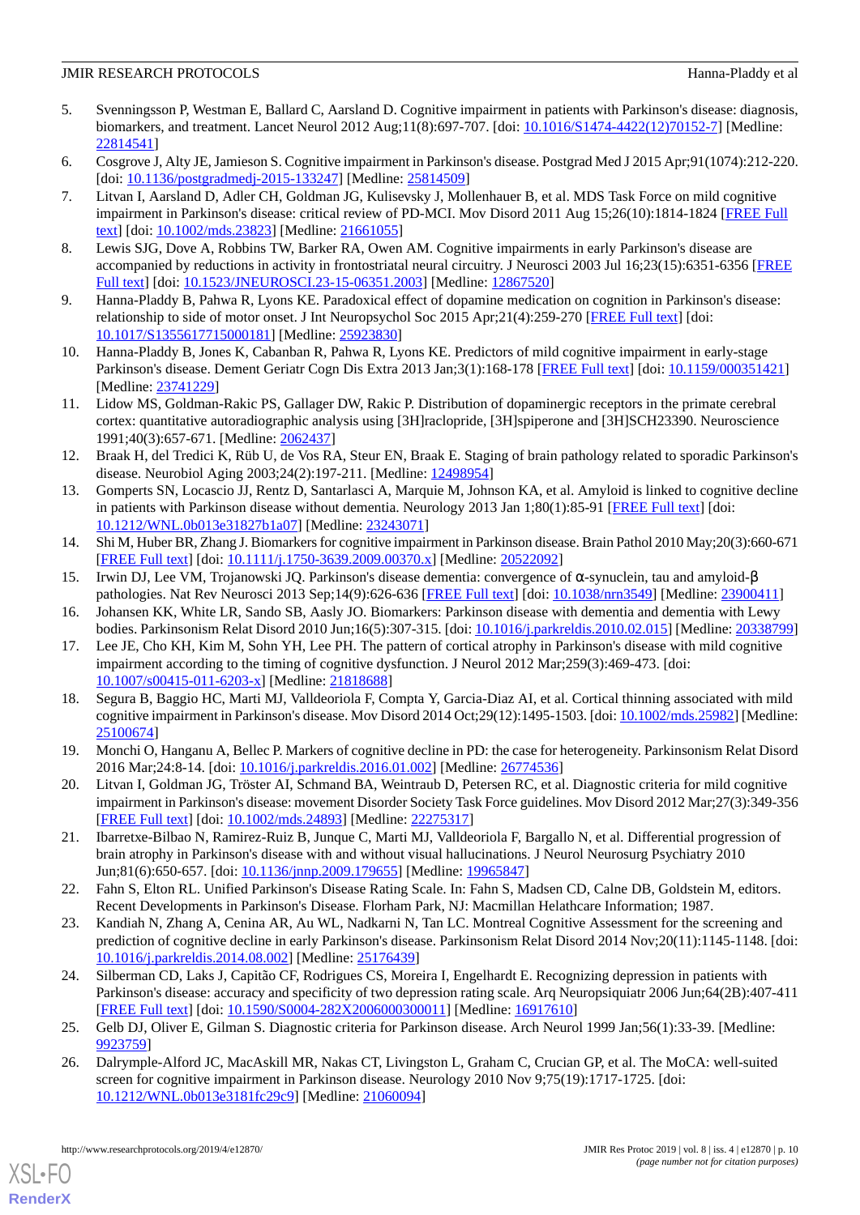5. Svenningsson P, Westman E, Ballard C, Aarsland D. Cognitive impairment in patients with Parkinson's disease: diagnosis, biomarkers, and treatment. Lancet Neurol 2012 Aug;11(8):697-707. [doi: 10.1016/S1474-4422(12)70152-7] [Medline: 22814541]
6. Cosgrove J, Alty JE, Jamieson S. Cognitive impairment in Parkinson's disease. Postgrad Med J 2015 Apr;91(1074):212-220. [doi: 10.1136/postgradmedj-2015-133247] [Medline: 25814509]
7. Litvan I, Aarsland D, Adler CH, Goldman JG, Kulisevsky J, Mollenhauer B, et al. MDS Task Force on mild cognitive impairment in Parkinson's disease: critical review of PD-MCI. Mov Disord 2011 Aug 15;26(10):1814-1824 [FREE Full text] [doi: 10.1002/mds.23823] [Medline: 21661055]
8. Lewis SJG, Dove A, Robbins TW, Barker RA, Owen AM. Cognitive impairments in early Parkinson's disease are accompanied by reductions in activity in frontostriatal neural circuitry. J Neurosci 2003 Jul 16;23(15):6351-6356 [FREE Full text] [doi: 10.1523/JNEUROSCI.23-15-06351.2003] [Medline: 12867520]
9. Hanna-Pladdy B, Pahwa R, Lyons KE. Paradoxical effect of dopamine medication on cognition in Parkinson's disease: relationship to side of motor onset. J Int Neuropsychol Soc 2015 Apr;21(4):259-270 [FREE Full text] [doi: 10.1017/S1355617715000181] [Medline: 25923830]
10. Hanna-Pladdy B, Jones K, Cabanban R, Pahwa R, Lyons KE. Predictors of mild cognitive impairment in early-stage Parkinson's disease. Dement Geriatr Cogn Dis Extra 2013 Jan;3(1):168-178 [FREE Full text] [doi: 10.1159/000351421] [Medline: 23741229]
11. Lidow MS, Goldman-Rakic PS, Gallager DW, Rakic P. Distribution of dopaminergic receptors in the primate cerebral cortex: quantitative autoradiographic analysis using [3H]raclopride, [3H]spiperone and [3H]SCH23390. Neuroscience 1991;40(3):657-671. [Medline: 2062437]
12. Braak H, del Tredici K, Rüb U, de Vos RA, Steur EN, Braak E. Staging of brain pathology related to sporadic Parkinson's disease. Neurobiol Aging 2003;24(2):197-211. [Medline: 12498954]
13. Gomperts SN, Locascio JJ, Rentz D, Santarlasci A, Marquie M, Johnson KA, et al. Amyloid is linked to cognitive decline in patients with Parkinson disease without dementia. Neurology 2013 Jan 1;80(1):85-91 [FREE Full text] [doi: 10.1212/WNL.0b013e31827b1a07] [Medline: 23243071]
14. Shi M, Huber BR, Zhang J. Biomarkers for cognitive impairment in Parkinson disease. Brain Pathol 2010 May;20(3):660-671 [FREE Full text] [doi: 10.1111/j.1750-3639.2009.00370.x] [Medline: 20522092]
15. Irwin DJ, Lee VM, Trojanowski JQ. Parkinson's disease dementia: convergence of α-synuclein, tau and amyloid-β pathologies. Nat Rev Neurosci 2013 Sep;14(9):626-636 [FREE Full text] [doi: 10.1038/nrn3549] [Medline: 23900411]
16. Johansen KK, White LR, Sando SB, Aasly JO. Biomarkers: Parkinson disease with dementia and dementia with Lewy bodies. Parkinsonism Relat Disord 2010 Jun;16(5):307-315. [doi: 10.1016/j.parkreldis.2010.02.015] [Medline: 20338799]
17. Lee JE, Cho KH, Kim M, Sohn YH, Lee PH. The pattern of cortical atrophy in Parkinson's disease with mild cognitive impairment according to the timing of cognitive dysfunction. J Neurol 2012 Mar;259(3):469-473. [doi: 10.1007/s00415-011-6203-x] [Medline: 21818688]
18. Segura B, Baggio HC, Marti MJ, Valldeoriola F, Compta Y, Garcia-Diaz AI, et al. Cortical thinning associated with mild cognitive impairment in Parkinson's disease. Mov Disord 2014 Oct;29(12):1495-1503. [doi: 10.1002/mds.25982] [Medline: 25100674]
19. Monchi O, Hanganu A, Bellec P. Markers of cognitive decline in PD: the case for heterogeneity. Parkinsonism Relat Disord 2016 Mar;24:8-14. [doi: 10.1016/j.parkreldis.2016.01.002] [Medline: 26774536]
20. Litvan I, Goldman JG, Tröster AI, Schmand BA, Weintraub D, Petersen RC, et al. Diagnostic criteria for mild cognitive impairment in Parkinson's disease: movement Disorder Society Task Force guidelines. Mov Disord 2012 Mar;27(3):349-356 [FREE Full text] [doi: 10.1002/mds.24893] [Medline: 22275317]
21. Ibarretxe-Bilbao N, Ramirez-Ruiz B, Junque C, Marti MJ, Valldeoriola F, Bargallo N, et al. Differential progression of brain atrophy in Parkinson's disease with and without visual hallucinations. J Neurol Neurosurg Psychiatry 2010 Jun;81(6):650-657. [doi: 10.1136/jnnp.2009.179655] [Medline: 19965847]
22. Fahn S, Elton RL. Unified Parkinson's Disease Rating Scale. In: Fahn S, Madsen CD, Calne DB, Goldstein M, editors. Recent Developments in Parkinson's Disease. Florham Park, NJ: Macmillan Helathcare Information; 1987.
23. Kandiah N, Zhang A, Cenina AR, Au WL, Nadkarni N, Tan LC. Montreal Cognitive Assessment for the screening and prediction of cognitive decline in early Parkinson's disease. Parkinsonism Relat Disord 2014 Nov;20(11):1145-1148. [doi: 10.1016/j.parkreldis.2014.08.002] [Medline: 25176439]
24. Silberman CD, Laks J, Capitão CF, Rodrigues CS, Moreira I, Engelhardt E. Recognizing depression in patients with Parkinson's disease: accuracy and specificity of two depression rating scale. Arq Neuropsiquiatr 2006 Jun;64(2B):407-411 [FREE Full text] [doi: 10.1590/S0004-282X2006000300011] [Medline: 16917610]
25. Gelb DJ, Oliver E, Gilman S. Diagnostic criteria for Parkinson disease. Arch Neurol 1999 Jan;56(1):33-39. [Medline: 9923759]
26. Dalrymple-Alford JC, MacAskill MR, Nakas CT, Livingston L, Graham C, Crucian GP, et al. The MoCA: well-suited screen for cognitive impairment in Parkinson disease. Neurology 2010 Nov 9;75(19):1717-1725. [doi: 10.1212/WNL.0b013e3181fc29c9] [Medline: 21060094]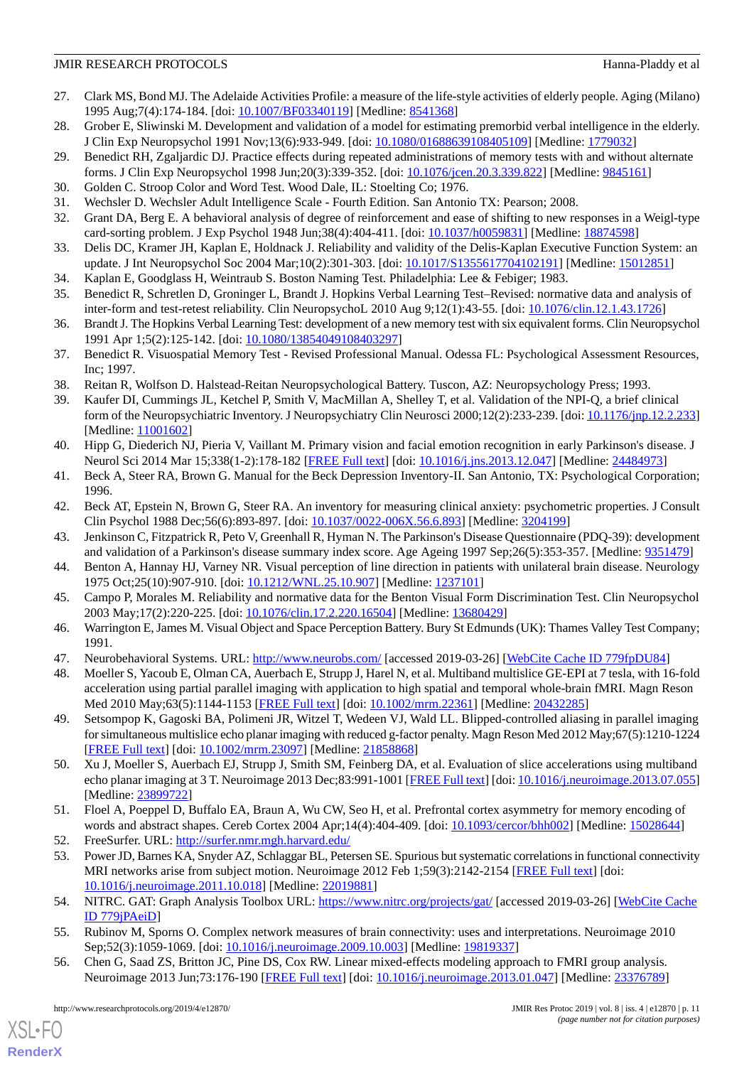27. Clark MS, Bond MJ. The Adelaide Activities Profile: a measure of the life-style activities of elderly people. Aging (Milano) 1995 Aug;7(4):174-184. [doi: 10.1007/BF03340119] [Medline: 8541368]
28. Grober E, Sliwinski M. Development and validation of a model for estimating premorbid verbal intelligence in the elderly. J Clin Exp Neuropsychol 1991 Nov;13(6):933-949. [doi: 10.1080/01688639108405109] [Medline: 1779032]
29. Benedict RH, Zgaljardic DJ. Practice effects during repeated administrations of memory tests with and without alternate forms. J Clin Exp Neuropsychol 1998 Jun;20(3):339-352. [doi: 10.1076/jcen.20.3.339.822] [Medline: 9845161]
30. Golden C. Stroop Color and Word Test. Wood Dale, IL: Stoelting Co; 1976.
31. Wechsler D. Wechsler Adult Intelligence Scale - Fourth Edition. San Antonio TX: Pearson; 2008.
32. Grant DA, Berg E. A behavioral analysis of degree of reinforcement and ease of shifting to new responses in a Weigl-type card-sorting problem. J Exp Psychol 1948 Jun;38(4):404-411. [doi: 10.1037/h0059831] [Medline: 18874598]
33. Delis DC, Kramer JH, Kaplan E, Holdnack J. Reliability and validity of the Delis-Kaplan Executive Function System: an update. J Int Neuropsychol Soc 2004 Mar;10(2):301-303. [doi: 10.1017/S1355617704102191] [Medline: 15012851]
34. Kaplan E, Goodglass H, Weintraub S. Boston Naming Test. Philadelphia: Lee & Febiger; 1983.
35. Benedict R, Schretlen D, Groninger L, Brandt J. Hopkins Verbal Learning Test–Revised: normative data and analysis of inter-form and test-retest reliability. Clin NeuropsychoL 2010 Aug 9;12(1):43-55. [doi: 10.1076/clin.12.1.43.1726]
36. Brandt J. The Hopkins Verbal Learning Test: development of a new memory test with six equivalent forms. Clin Neuropsychol 1991 Apr 1;5(2):125-142. [doi: 10.1080/13854049108403297]
37. Benedict R. Visuospatial Memory Test - Revised Professional Manual. Odessa FL: Psychological Assessment Resources, Inc; 1997.
38. Reitan R, Wolfson D. Halstead-Reitan Neuropsychological Battery. Tuscon, AZ: Neuropsychology Press; 1993.
39. Kaufer DI, Cummings JL, Ketchel P, Smith V, MacMillan A, Shelley T, et al. Validation of the NPI-Q, a brief clinical form of the Neuropsychiatric Inventory. J Neuropsychiatry Clin Neurosci 2000;12(2):233-239. [doi: 10.1176/jnp.12.2.233] [Medline: 11001602]
40. Hipp G, Diederich NJ, Pieria V, Vaillant M. Primary vision and facial emotion recognition in early Parkinson's disease. J Neurol Sci 2014 Mar 15;338(1-2):178-182 [FREE Full text] [doi: 10.1016/j.jns.2013.12.047] [Medline: 24484973]
41. Beck A, Steer RA, Brown G. Manual for the Beck Depression Inventory-II. San Antonio, TX: Psychological Corporation; 1996.
42. Beck AT, Epstein N, Brown G, Steer RA. An inventory for measuring clinical anxiety: psychometric properties. J Consult Clin Psychol 1988 Dec;56(6):893-897. [doi: 10.1037/0022-006X.56.6.893] [Medline: 3204199]
43. Jenkinson C, Fitzpatrick R, Peto V, Greenhall R, Hyman N. The Parkinson's Disease Questionnaire (PDQ-39): development and validation of a Parkinson's disease summary index score. Age Ageing 1997 Sep;26(5):353-357. [Medline: 9351479]
44. Benton A, Hannay HJ, Varney NR. Visual perception of line direction in patients with unilateral brain disease. Neurology 1975 Oct;25(10):907-910. [doi: 10.1212/WNL.25.10.907] [Medline: 1237101]
45. Campo P, Morales M. Reliability and normative data for the Benton Visual Form Discrimination Test. Clin Neuropsychol 2003 May;17(2):220-225. [doi: 10.1076/clin.17.2.220.16504] [Medline: 13680429]
46. Warrington E, James M. Visual Object and Space Perception Battery. Bury St Edmunds (UK): Thames Valley Test Company; 1991.
47. Neurobehavioral Systems. URL: http://www.neurobs.com/ [accessed 2019-03-26] [WebCite Cache ID 779fpDU84]
48. Moeller S, Yacoub E, Olman CA, Auerbach E, Strupp J, Harel N, et al. Multiband multislice GE-EPI at 7 tesla, with 16-fold acceleration using partial parallel imaging with application to high spatial and temporal whole-brain fMRI. Magn Reson Med 2010 May;63(5):1144-1153 [FREE Full text] [doi: 10.1002/mrm.22361] [Medline: 20432285]
49. Setsompop K, Gagoski BA, Polimeni JR, Witzel T, Wedeen VJ, Wald LL. Blipped-controlled aliasing in parallel imaging for simultaneous multislice echo planar imaging with reduced g-factor penalty. Magn Reson Med 2012 May;67(5):1210-1224 [FREE Full text] [doi: 10.1002/mrm.23097] [Medline: 21858868]
50. Xu J, Moeller S, Auerbach EJ, Strupp J, Smith SM, Feinberg DA, et al. Evaluation of slice accelerations using multiband echo planar imaging at 3 T. Neuroimage 2013 Dec;83:991-1001 [FREE Full text] [doi: 10.1016/j.neuroimage.2013.07.055] [Medline: 23899722]
51. Floel A, Poeppel D, Buffalo EA, Braun A, Wu CW, Seo H, et al. Prefrontal cortex asymmetry for memory encoding of words and abstract shapes. Cereb Cortex 2004 Apr;14(4):404-409. [doi: 10.1093/cercor/bhh002] [Medline: 15028644]
52. FreeSurfer. URL: http://surfer.nmr.mgh.harvard.edu/
53. Power JD, Barnes KA, Snyder AZ, Schlaggar BL, Petersen SE. Spurious but systematic correlations in functional connectivity MRI networks arise from subject motion. Neuroimage 2012 Feb 1;59(3):2142-2154 [FREE Full text] [doi: 10.1016/j.neuroimage.2011.10.018] [Medline: 22019881]
54. NITRC. GAT: Graph Analysis Toolbox URL: https://www.nitrc.org/projects/gat/ [accessed 2019-03-26] [WebCite Cache ID 779jPAeiD]
55. Rubinov M, Sporns O. Complex network measures of brain connectivity: uses and interpretations. Neuroimage 2010 Sep;52(3):1059-1069. [doi: 10.1016/j.neuroimage.2009.10.003] [Medline: 19819337]
56. Chen G, Saad ZS, Britton JC, Pine DS, Cox RW. Linear mixed-effects modeling approach to FMRI group analysis. Neuroimage 2013 Jun;73:176-190 [FREE Full text] [doi: 10.1016/j.neuroimage.2013.01.047] [Medline: 23376789]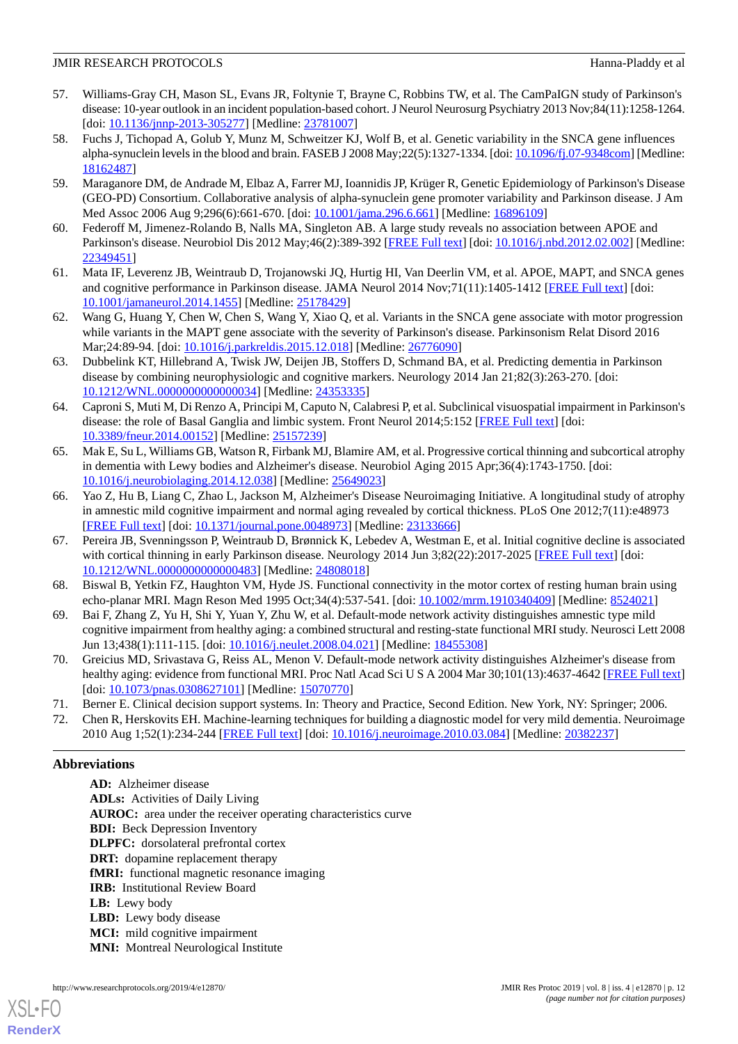57. Williams-Gray CH, Mason SL, Evans JR, Foltynie T, Brayne C, Robbins TW, et al. The CamPaIGN study of Parkinson's disease: 10-year outlook in an incident population-based cohort. J Neurol Neurosurg Psychiatry 2013 Nov;84(11):1258-1264. [doi: 10.1136/jnnp-2013-305277] [Medline: 23781007]
58. Fuchs J, Tichopad A, Golub Y, Munz M, Schweitzer KJ, Wolf B, et al. Genetic variability in the SNCA gene influences alpha-synuclein levels in the blood and brain. FASEB J 2008 May;22(5):1327-1334. [doi: 10.1096/fj.07-9348com] [Medline: 18162487]
59. Maraganore DM, de Andrade M, Elbaz A, Farrer MJ, Ioannidis JP, Krüger R, Genetic Epidemiology of Parkinson's Disease (GEO-PD) Consortium. Collaborative analysis of alpha-synuclein gene promoter variability and Parkinson disease. J Am Med Assoc 2006 Aug 9;296(6):661-670. [doi: 10.1001/jama.296.6.661] [Medline: 16896109]
60. Federoff M, Jimenez-Rolando B, Nalls MA, Singleton AB. A large study reveals no association between APOE and Parkinson's disease. Neurobiol Dis 2012 May;46(2):389-392 [FREE Full text] [doi: 10.1016/j.nbd.2012.02.002] [Medline: 22349451]
61. Mata IF, Leverenz JB, Weintraub D, Trojanowski JQ, Hurtig HI, Van Deerlin VM, et al. APOE, MAPT, and SNCA genes and cognitive performance in Parkinson disease. JAMA Neurol 2014 Nov;71(11):1405-1412 [FREE Full text] [doi: 10.1001/jamaneurol.2014.1455] [Medline: 25178429]
62. Wang G, Huang Y, Chen W, Chen S, Wang Y, Xiao Q, et al. Variants in the SNCA gene associate with motor progression while variants in the MAPT gene associate with the severity of Parkinson's disease. Parkinsonism Relat Disord 2016 Mar;24:89-94. [doi: 10.1016/j.parkreldis.2015.12.018] [Medline: 26776090]
63. Dubbelink KT, Hillebrand A, Twisk JW, Deijen JB, Stoffers D, Schmand BA, et al. Predicting dementia in Parkinson disease by combining neurophysiologic and cognitive markers. Neurology 2014 Jan 21;82(3):263-270. [doi: 10.1212/WNL.0000000000000034] [Medline: 24353335]
64. Caproni S, Muti M, Di Renzo A, Principi M, Caputo N, Calabresi P, et al. Subclinical visuospatial impairment in Parkinson's disease: the role of Basal Ganglia and limbic system. Front Neurol 2014;5:152 [FREE Full text] [doi: 10.3389/fneur.2014.00152] [Medline: 25157239]
65. Mak E, Su L, Williams GB, Watson R, Firbank MJ, Blamire AM, et al. Progressive cortical thinning and subcortical atrophy in dementia with Lewy bodies and Alzheimer's disease. Neurobiol Aging 2015 Apr;36(4):1743-1750. [doi: 10.1016/j.neurobiolaging.2014.12.038] [Medline: 25649023]
66. Yao Z, Hu B, Liang C, Zhao L, Jackson M, Alzheimer's Disease Neuroimaging Initiative. A longitudinal study of atrophy in amnestic mild cognitive impairment and normal aging revealed by cortical thickness. PLoS One 2012;7(11):e48973 [FREE Full text] [doi: 10.1371/journal.pone.0048973] [Medline: 23133666]
67. Pereira JB, Svenningsson P, Weintraub D, Brønnick K, Lebedev A, Westman E, et al. Initial cognitive decline is associated with cortical thinning in early Parkinson disease. Neurology 2014 Jun 3;82(22):2017-2025 [FREE Full text] [doi: 10.1212/WNL.0000000000000483] [Medline: 24808018]
68. Biswal B, Yetkin FZ, Haughton VM, Hyde JS. Functional connectivity in the motor cortex of resting human brain using echo-planar MRI. Magn Reson Med 1995 Oct;34(4):537-541. [doi: 10.1002/mrm.1910340409] [Medline: 8524021]
69. Bai F, Zhang Z, Yu H, Shi Y, Yuan Y, Zhu W, et al. Default-mode network activity distinguishes amnestic type mild cognitive impairment from healthy aging: a combined structural and resting-state functional MRI study. Neurosci Lett 2008 Jun 13;438(1):111-115. [doi: 10.1016/j.neulet.2008.04.021] [Medline: 18455308]
70. Greicius MD, Srivastava G, Reiss AL, Menon V. Default-mode network activity distinguishes Alzheimer's disease from healthy aging: evidence from functional MRI. Proc Natl Acad Sci U S A 2004 Mar 30;101(13):4637-4642 [FREE Full text] [doi: 10.1073/pnas.0308627101] [Medline: 15070770]
71. Berner E. Clinical decision support systems. In: Theory and Practice, Second Edition. New York, NY: Springer; 2006.
72. Chen R, Herskovits EH. Machine-learning techniques for building a diagnostic model for very mild dementia. Neuroimage 2010 Aug 1;52(1):234-244 [FREE Full text] [doi: 10.1016/j.neuroimage.2010.03.084] [Medline: 20382237]

## Abbreviations

**AD:** Alzheimer disease
**ADLs:** Activities of Daily Living
**AUROC:** area under the receiver operating characteristics curve
**BDI:** Beck Depression Inventory
**DLPFC:** dorsolateral prefrontal cortex
**DRT:** dopamine replacement therapy
**fMRI:** functional magnetic resonance imaging
**IRB:** Institutional Review Board
**LB:** Lewy body
**LBD:** Lewy body disease
**MCI:** mild cognitive impairment
**MNI:** Montreal Neurological Institute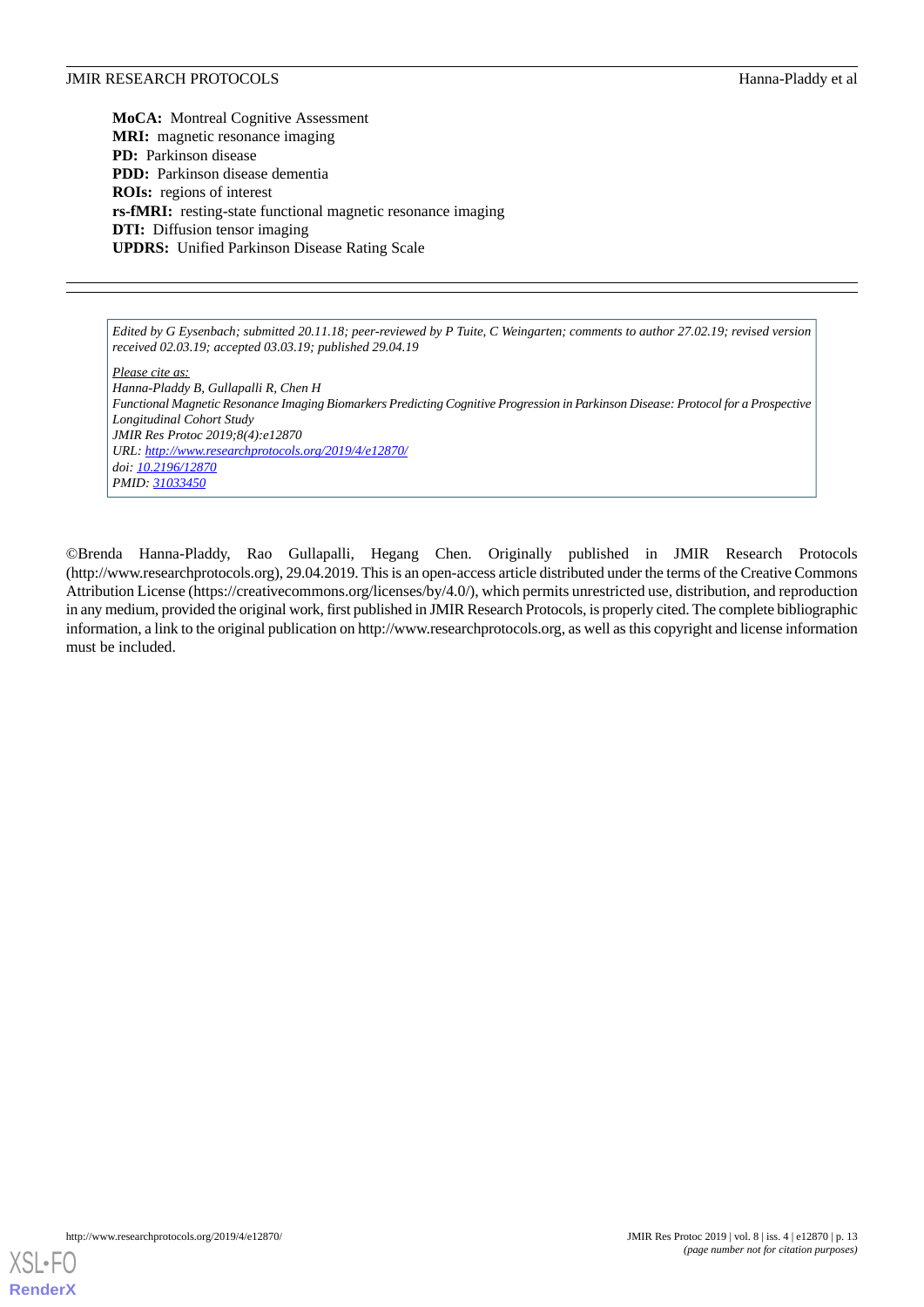**MoCA:** Montreal Cognitive Assessment
**MRI:** magnetic resonance imaging
**PD:** Parkinson disease
**PDD:** Parkinson disease dementia
**ROIs:** regions of interest
**rs-fMRI:** resting-state functional magnetic resonance imaging
**DTI:** Diffusion tensor imaging
**UPDRS:** Unified Parkinson Disease Rating Scale

---

*Edited by G Eysenbach; submitted 20.11.18; peer-reviewed by P Tuite, C Weingarten; comments to author 27.02.19; revised version received 02.03.19; accepted 03.03.19; published 29.04.19*

*Please cite as:*
*Hanna-Pladdy B, Gullapalli R, Chen H*
*Functional Magnetic Resonance Imaging Biomarkers Predicting Cognitive Progression in Parkinson Disease: Protocol for a Prospective Longitudinal Cohort Study*
*JMIR Res Protoc 2019;8(4):e12870*
*URL: http://www.researchprotocols.org/2019/4/e12870/*
*doi: 10.2196/12870*
*PMID: 31033450*

©Brenda Hanna-Pladdy, Rao Gullapalli, Hegang Chen. Originally published in JMIR Research Protocols (http://www.researchprotocols.org), 29.04.2019. This is an open-access article distributed under the terms of the Creative Commons Attribution License (https://creativecommons.org/licenses/by/4.0/), which permits unrestricted use, distribution, and reproduction in any medium, provided the original work, first published in JMIR Research Protocols, is properly cited. The complete bibliographic information, a link to the original publication on http://www.researchprotocols.org, as well as this copyright and license information must be included.